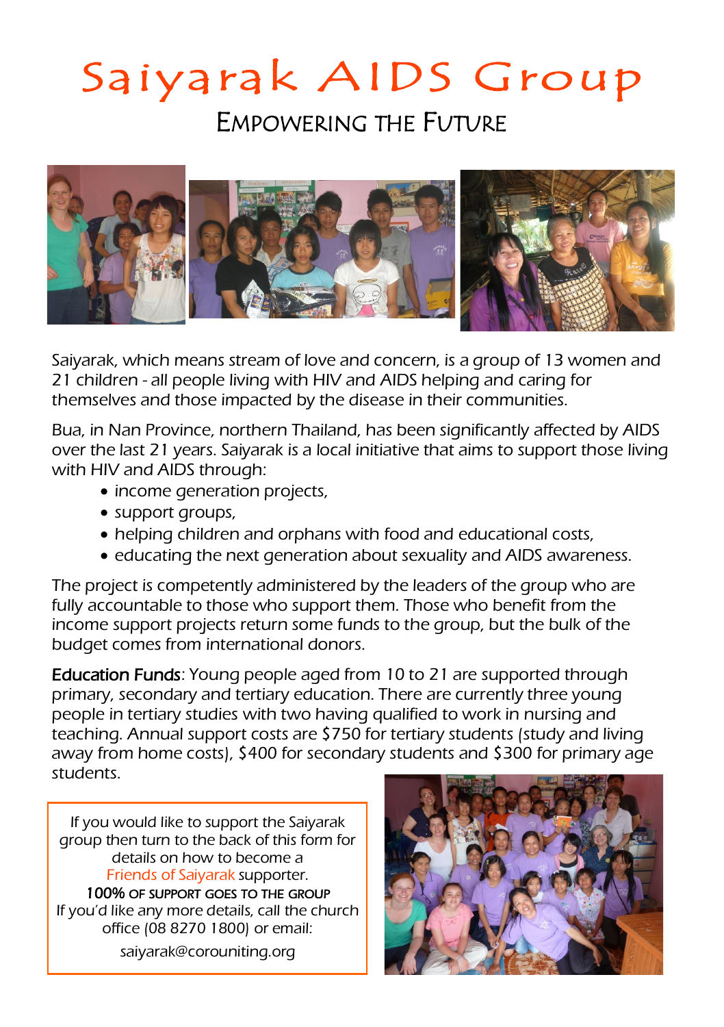# Saiyarak AIDS Group

## Empowering the Future

Saiyarak, which means stream of love and concern, is a group of 13 women and 21 children - all people living with HIV and AIDS helping and caring for themselves and those impacted by the disease in their communities.

Bua, in Nan Province, northern Thailand, has been significantly affected by AIDS over the last 21 years. Saiyarak is a local initiative that aims to support those living with HIV and AIDS through:

- income generation projects,
- support groups,
- helping children and orphans with food and educational costs,
- educating the next generation about sexuality and AIDS awareness.

The project is competently administered by the leaders of the group who are fully accountable to those who support them. Those who benefit from the income support projects return some funds to the group, but the bulk of the budget comes from international donors.

**Education Funds**: Young people aged from 10 to 21 are supported through primary, secondary and tertiary education. There are currently three young people in tertiary studies with two having qualified to work in nursing and teaching. Annual support costs are $750 for tertiary students (study and living away from home costs), $400 for secondary students and $300 for primary age students.

If you would like to support the Saiyarak group then turn to the back of this form for details on how to become a Friends of Saiyarak supporter.

**100% of support goes to the group**

If you'd like any more details, call the church office (08 8270 1800) or email:

saiyarak@corouniting.org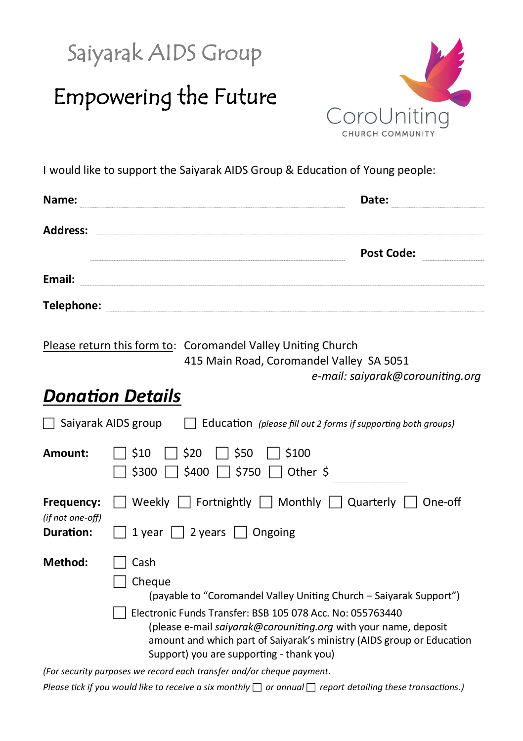# Saiyarak AIDS Group

## Empowering the Future

CoroUniting
CHURCH COMMUNITY

I would like to support the Saiyarak AIDS Group & Education of Young people:

**Name:** ______________________ **Date:** __________

**Address:** ______________________________

______________________ **Post Code:** __________

**Email:** ______________________________

**Telephone:** ______________________________

Please return this form to: Coromandel Valley Uniting Church
415 Main Road, Coromandel Valley SA 5051
*e-mail: saiyarak@corouniting.org*

## ***Donation Details***

☐ Saiyarak AIDS group ☐ Education *(please fill out 2 forms if supporting both groups)*

**Amount:** ☐ $10 ☐ $20 ☐ $50 ☐ $100
☐ $300 ☐ $400 ☐ $750 ☐ Other $ __________

**Frequency:** ☐ Weekly ☐ Fortnightly ☐ Monthly ☐ Quarterly ☐ One-off

*(if not one-off)*
**Duration:** ☐ 1 year ☐ 2 years ☐ Ongoing

**Method:** ☐ Cash

☐ Cheque
(payable to "Coromandel Valley Uniting Church – Saiyarak Support")

☐ Electronic Funds Transfer: BSB 105 078 Acc. No: 055763440
(please e-mail *saiyarak@corouniting.org* with your name, deposit amount and which part of Saiyarak's ministry (AIDS group or Education Support) you are supporting - thank you)

*(For security purposes we record each transfer and/or cheque payment.*

*Please tick if you would like to receive a six monthly ☐ or annual ☐ report detailing these transactions.)*